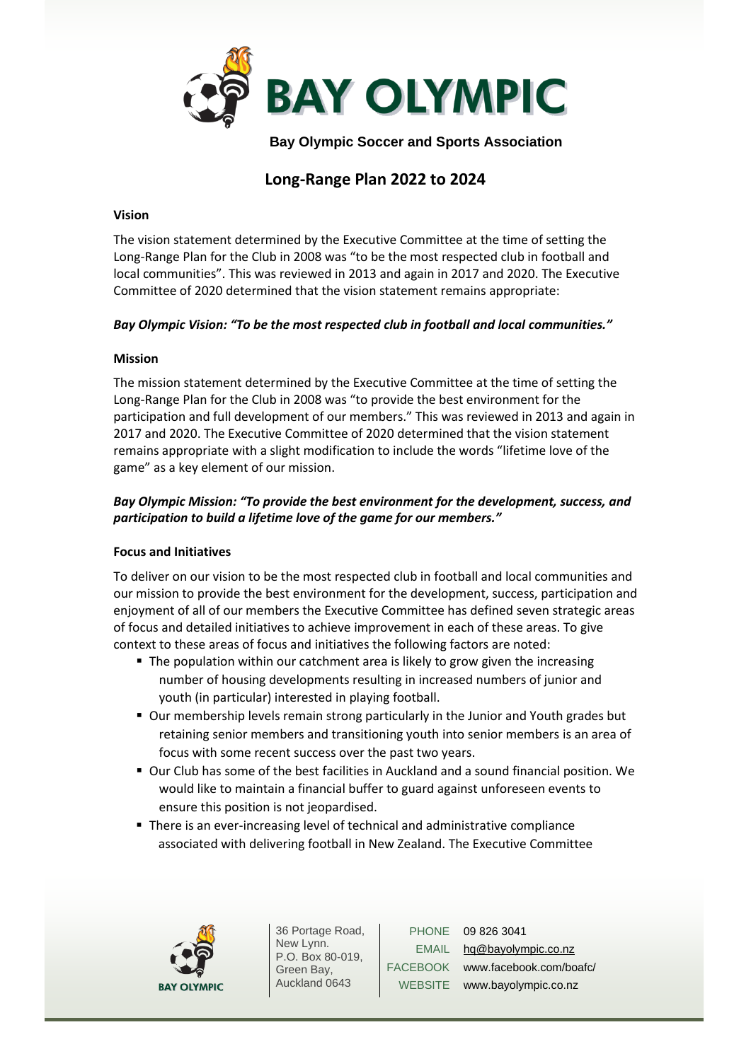# BAY OLYMPIC

**Bay Olympic Soccer and Sports Association**

## Long-Range Plan 2022 to 2024

### Vision

The vision statement determined by the Executive Committee at the time of setting the Long-Range Plan for the Club in 2008 was "to be the most respected club in football and local communities". This was reviewed in 2013 and again in 2017 and 2020. The Executive Committee of 2020 determined that the vision statement remains appropriate:

***Bay Olympic Vision: "To be the most respected club in football and local communities."***

### Mission

The mission statement determined by the Executive Committee at the time of setting the Long-Range Plan for the Club in 2008 was "to provide the best environment for the participation and full development of our members." This was reviewed in 2013 and again in 2017 and 2020. The Executive Committee of 2020 determined that the vision statement remains appropriate with a slight modification to include the words "lifetime love of the game" as a key element of our mission.

***Bay Olympic Mission: "To provide the best environment for the development, success, and participation to build a lifetime love of the game for our members."***

### Focus and Initiatives

To deliver on our vision to be the most respected club in football and local communities and our mission to provide the best environment for the development, success, participation and enjoyment of all of our members the Executive Committee has defined seven strategic areas of focus and detailed initiatives to achieve improvement in each of these areas. To give context to these areas of focus and initiatives the following factors are noted:

- The population within our catchment area is likely to grow given the increasing number of housing developments resulting in increased numbers of junior and youth (in particular) interested in playing football.
- Our membership levels remain strong particularly in the Junior and Youth grades but retaining senior members and transitioning youth into senior members is an area of focus with some recent success over the past two years.
- Our Club has some of the best facilities in Auckland and a sound financial position. We would like to maintain a financial buffer to guard against unforeseen events to ensure this position is not jeopardised.
- There is an ever-increasing level of technical and administrative compliance associated with delivering football in New Zealand. The Executive Committee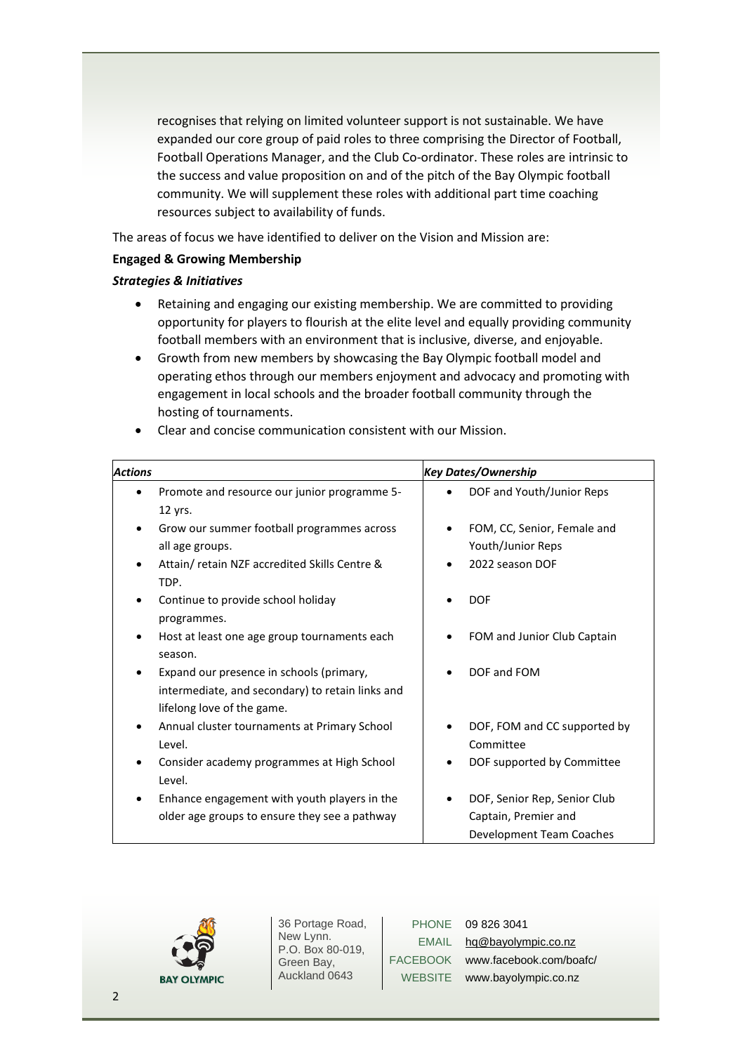recognises that relying on limited volunteer support is not sustainable. We have expanded our core group of paid roles to three comprising the Director of Football, Football Operations Manager, and the Club Co-ordinator. These roles are intrinsic to the success and value proposition on and of the pitch of the Bay Olympic football community. We will supplement these roles with additional part time coaching resources subject to availability of funds.

The areas of focus we have identified to deliver on the Vision and Mission are:

**Engaged & Growing Membership**

***Strategies & Initiatives***

- Retaining and engaging our existing membership. We are committed to providing opportunity for players to flourish at the elite level and equally providing community football members with an environment that is inclusive, diverse, and enjoyable.
- Growth from new members by showcasing the Bay Olympic football model and operating ethos through our members enjoyment and advocacy and promoting with engagement in local schools and the broader football community through the hosting of tournaments.
- Clear and concise communication consistent with our Mission.

| ***Actions*** | ***Key Dates/Ownership*** |
|---|---|
| • Promote and resource our junior programme 5-12 yrs. | • DOF and Youth/Junior Reps |
| • Grow our summer football programmes across all age groups. | • FOM, CC, Senior, Female and Youth/Junior Reps |
| • Attain/ retain NZF accredited Skills Centre & TDP. | • 2022 season DOF |
| • Continue to provide school holiday programmes. | • DOF |
| • Host at least one age group tournaments each season. | • FOM and Junior Club Captain |
| • Expand our presence in schools (primary, intermediate, and secondary) to retain links and lifelong love of the game. | • DOF and FOM |
| • Annual cluster tournaments at Primary School Level. | • DOF, FOM and CC supported by Committee |
| • Consider academy programmes at High School Level. | • DOF supported by Committee |
| • Enhance engagement with youth players in the older age groups to ensure they see a pathway | • DOF, Senior Rep, Senior Club Captain, Premier and Development Team Coaches |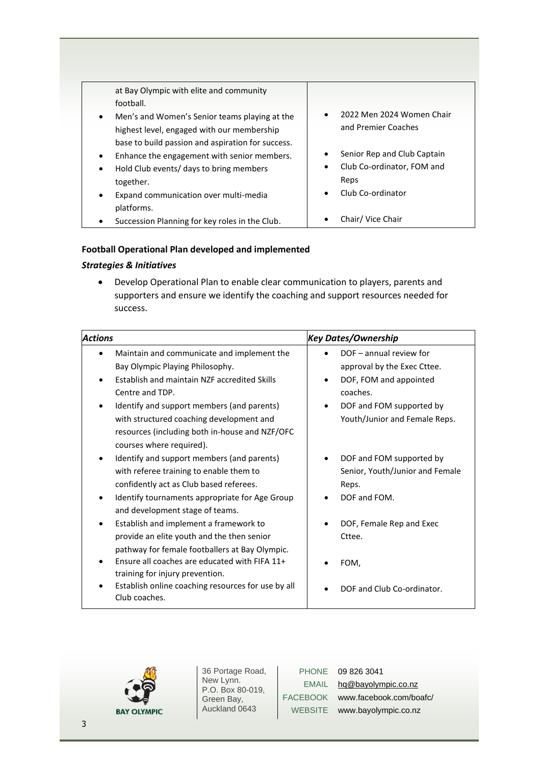| | |
|---|---|
| at Bay Olympic with elite and community football.<br>• Men's and Women's Senior teams playing at the highest level, engaged with our membership base to build passion and aspiration for success.<br>• Enhance the engagement with senior members.<br>• Hold Club events/ days to bring members together.<br>• Expand communication over multi-media platforms.<br>• Succession Planning for key roles in the Club. | • 2022 Men 2024 Women Chair and Premier Coaches<br>• Senior Rep and Club Captain<br>• Club Co-ordinator, FOM and Reps<br>• Club Co-ordinator<br>• Chair/ Vice Chair |

**Football Operational Plan developed and implemented**

***Strategies & Initiatives***

- Develop Operational Plan to enable clear communication to players, parents and supporters and ensure we identify the coaching and support resources needed for success.

| *Actions* | *Key Dates/Ownership* |
|---|---|
| • Maintain and communicate and implement the Bay Olympic Playing Philosophy.<br>• Establish and maintain NZF accredited Skills Centre and TDP.<br>• Identify and support members (and parents) with structured coaching development and resources (including both in-house and NZF/OFC courses where required).<br>• Identify and support members (and parents) with referee training to enable them to confidently act as Club based referees.<br>• Identify tournaments appropriate for Age Group and development stage of teams.<br>• Establish and implement a framework to provide an elite youth and the then senior pathway for female footballers at Bay Olympic.<br>• Ensure all coaches are educated with FIFA 11+ training for injury prevention.<br>• Establish online coaching resources for use by all Club coaches. | • DOF – annual review for approval by the Exec Cttee.<br>• DOF, FOM and appointed coaches.<br>• DOF and FOM supported by Youth/Junior and Female Reps.<br>• DOF and FOM supported by Senior, Youth/Junior and Female Reps.<br>• DOF and FOM.<br>• DOF, Female Rep and Exec Cttee.<br>• FOM,<br>• DOF and Club Co-ordinator. |

BAY OLYMPIC

36 Portage Road, New Lynn.
P.O. Box 80-019, Green Bay, Auckland 0643

PHONE 09 826 3041
EMAIL hq@bayolympic.co.nz
FACEBOOK www.facebook.com/boafc/
WEBSITE www.bayolympic.co.nz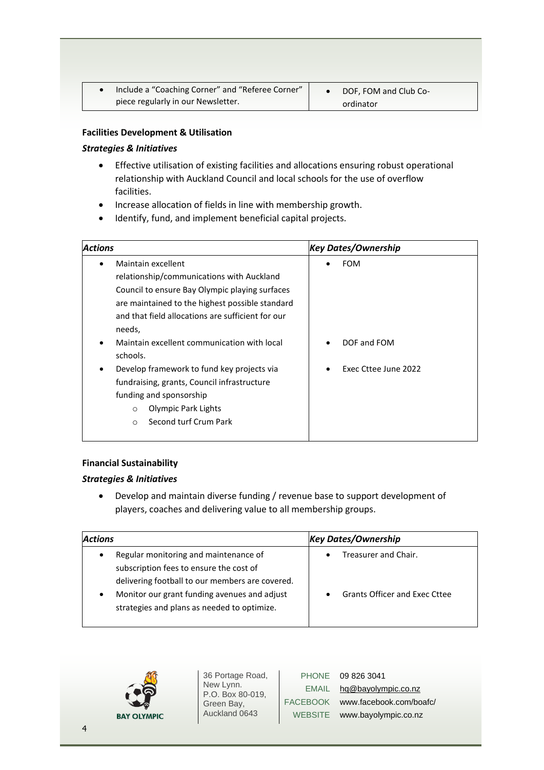| | |
|---|---|
| • Include a "Coaching Corner" and "Referee Corner" piece regularly in our Newsletter. | • DOF, FOM and Club Co-ordinator |

**Facilities Development & Utilisation**

***Strategies & Initiatives***

- Effective utilisation of existing facilities and allocations ensuring robust operational relationship with Auckland Council and local schools for the use of overflow facilities.
- Increase allocation of fields in line with membership growth.
- Identify, fund, and implement beneficial capital projects.

| *Actions* | *Key Dates/Ownership* |
|---|---|
| • Maintain excellent relationship/communications with Auckland Council to ensure Bay Olympic playing surfaces are maintained to the highest possible standard and that field allocations are sufficient for our needs, | • FOM |
| • Maintain excellent communication with local schools. | • DOF and FOM |
| • Develop framework to fund key projects via fundraising, grants, Council infrastructure funding and sponsorship<br>  ○ Olympic Park Lights<br>  ○ Second turf Crum Park | • Exec Cttee June 2022 |

**Financial Sustainability**

***Strategies & Initiatives***

- Develop and maintain diverse funding / revenue base to support development of players, coaches and delivering value to all membership groups.

| *Actions* | *Key Dates/Ownership* |
|---|---|
| • Regular monitoring and maintenance of subscription fees to ensure the cost of delivering football to our members are covered. | • Treasurer and Chair. |
| • Monitor our grant funding avenues and adjust strategies and plans as needed to optimize. | • Grants Officer and Exec Cttee |

BAY OLYMPIC

36 Portage Road, New Lynn.
P.O. Box 80-019, Green Bay, Auckland 0643

PHONE 09 826 3041
EMAIL hq@bayolympic.co.nz
FACEBOOK www.facebook.com/boafc/
WEBSITE www.bayolympic.co.nz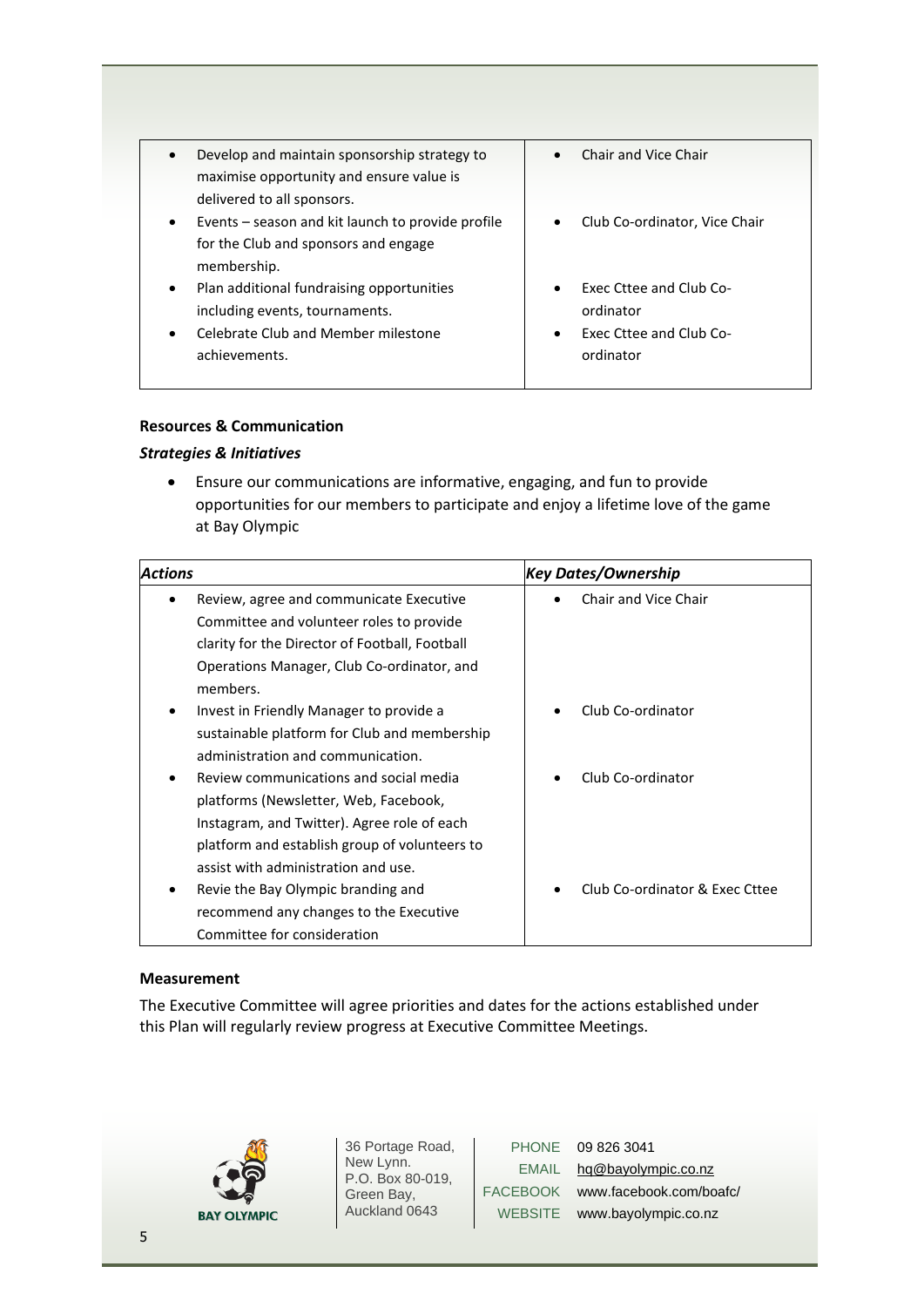| | |
|---|---|
| • Develop and maintain sponsorship strategy to maximise opportunity and ensure value is delivered to all sponsors. | • Chair and Vice Chair |
| • Events – season and kit launch to provide profile for the Club and sponsors and engage membership. | • Club Co-ordinator, Vice Chair |
| • Plan additional fundraising opportunities including events, tournaments. | • Exec Cttee and Club Co-ordinator |
| • Celebrate Club and Member milestone achievements. | • Exec Cttee and Club Co-ordinator |

**Resources & Communication**

***Strategies & Initiatives***

- Ensure our communications are informative, engaging, and fun to provide opportunities for our members to participate and enjoy a lifetime love of the game at Bay Olympic

| ***Actions*** | ***Key Dates/Ownership*** |
|---|---|
| • Review, agree and communicate Executive Committee and volunteer roles to provide clarity for the Director of Football, Football Operations Manager, Club Co-ordinator, and members. | • Chair and Vice Chair |
| • Invest in Friendly Manager to provide a sustainable platform for Club and membership administration and communication. | • Club Co-ordinator |
| • Review communications and social media platforms (Newsletter, Web, Facebook, Instagram, and Twitter). Agree role of each platform and establish group of volunteers to assist with administration and use. | • Club Co-ordinator |
| • Revie the Bay Olympic branding and recommend any changes to the Executive Committee for consideration | • Club Co-ordinator & Exec Cttee |

**Measurement**

The Executive Committee will agree priorities and dates for the actions established under this Plan will regularly review progress at Executive Committee Meetings.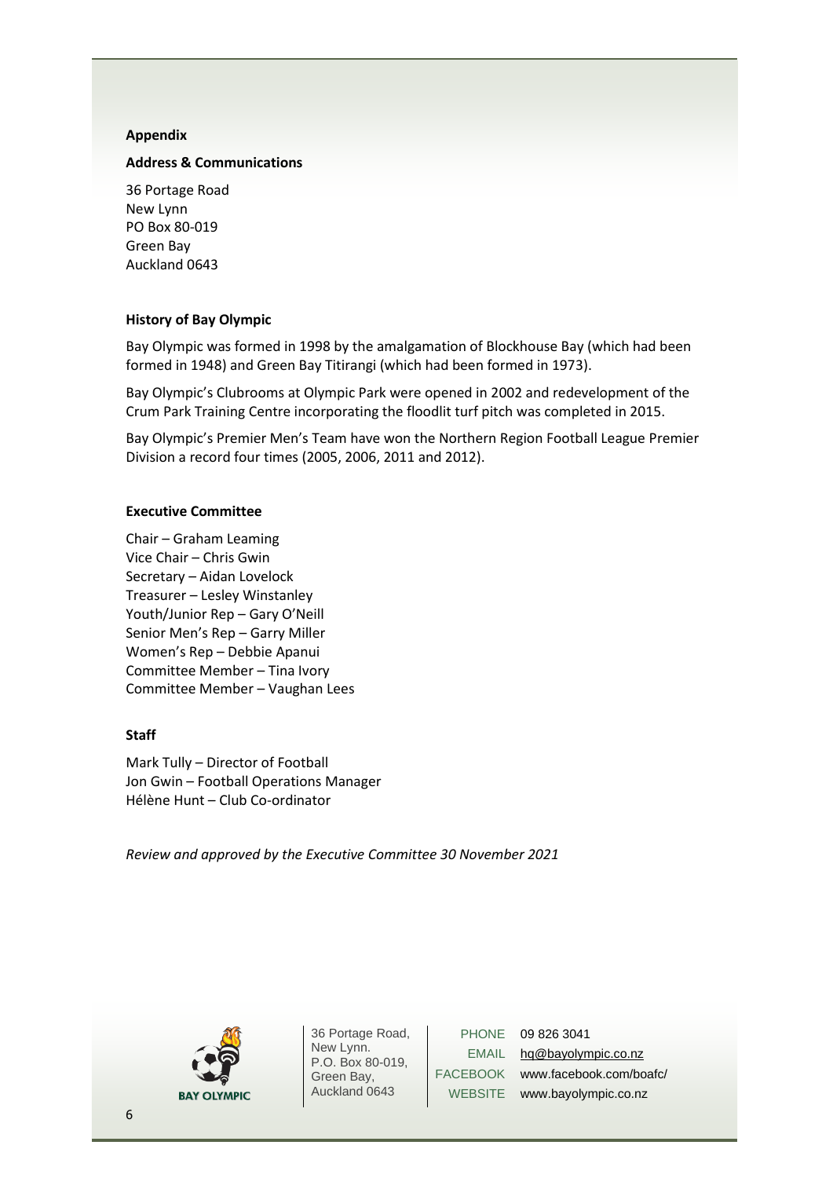**Appendix**

**Address & Communications**

36 Portage Road
New Lynn
PO Box 80-019
Green Bay
Auckland 0643

**History of Bay Olympic**

Bay Olympic was formed in 1998 by the amalgamation of Blockhouse Bay (which had been formed in 1948) and Green Bay Titirangi (which had been formed in 1973).

Bay Olympic's Clubrooms at Olympic Park were opened in 2002 and redevelopment of the Crum Park Training Centre incorporating the floodlit turf pitch was completed in 2015.

Bay Olympic's Premier Men's Team have won the Northern Region Football League Premier Division a record four times (2005, 2006, 2011 and 2012).

**Executive Committee**

Chair – Graham Leaming
Vice Chair – Chris Gwin
Secretary – Aidan Lovelock
Treasurer – Lesley Winstanley
Youth/Junior Rep – Gary O'Neill
Senior Men's Rep – Garry Miller
Women's Rep – Debbie Apanui
Committee Member – Tina Ivory
Committee Member – Vaughan Lees

**Staff**

Mark Tully – Director of Football
Jon Gwin – Football Operations Manager
Hélène Hunt – Club Co-ordinator

*Review and approved by the Executive Committee 30 November 2021*